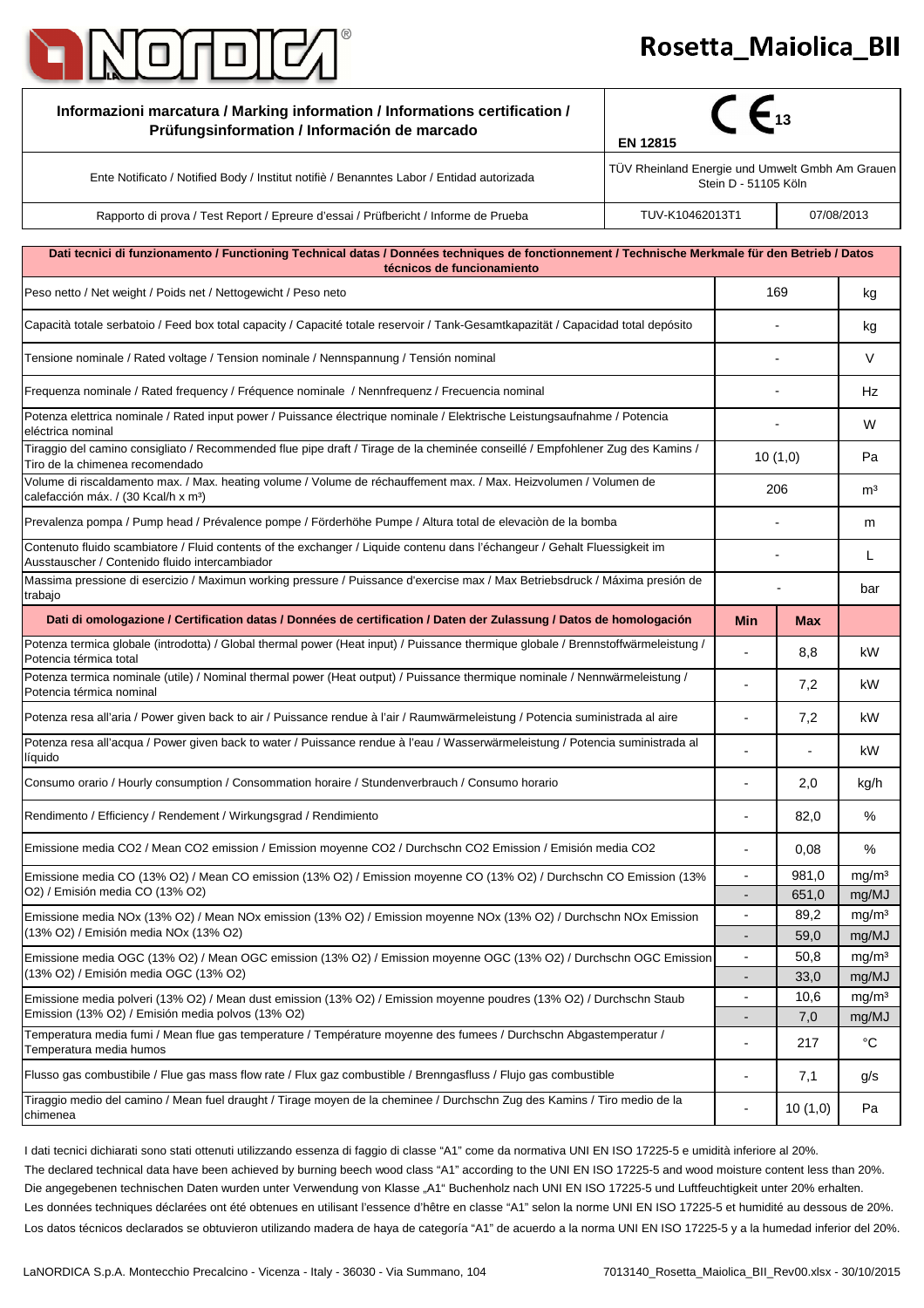# Rosetta_Maiolica_BII

| Informazioni marcatura / Marking information / Informations certification / Prüfungsinformation / Información de marcado | CE 13 EN 12815 | |
|---|---|---|
| Ente Notificato / Notified Body / Institut notifiè / Benanntes Labor / Entidad autorizada | TÜV Rheinland Energie und Umwelt Gmbh Am Grauen Stein D - 51105 Köln | |
| Rapporto di prova / Test Report / Epreure d'essai / Prüfbericht / Informe de Prueba | TUV-K10462013T1 | 07/08/2013 |

| Dati tecnici di funzionamento / Functioning Technical datas / Données techniques de fonctionnement / Technische Merkmale für den Betrieb / Datos técnicos de funcionamiento | | | |
|---|---|---|---|
| Peso netto / Net weight / Poids net / Nettogewicht / Peso neto | 169 | | kg |
| Capacità totale serbatoio / Feed box total capacity / Capacité totale reservoir / Tank-Gesamtkapazität / Capacidad total depósito | - | | kg |
| Tensione nominale / Rated voltage / Tension nominale / Nennspannung / Tensión nominal | - | | V |
| Frequenza nominale / Rated frequency / Fréquence nominale / Nennfrequenz / Frecuencia nominal | - | | Hz |
| Potenza elettrica nominale / Rated input power / Puissance électrique nominale / Elektrische Leistungsaufnahme / Potencia eléctrica nominal | - | | W |
| Tiraggio del camino consigliato / Recommended flue pipe draft / Tirage de la cheminée conseillé / Empfohlener Zug des Kamins / Tiro de la chimenea recomendado | 10 (1,0) | | Pa |
| Volume di riscaldamento max. / Max. heating volume / Volume de réchauffement max. / Max. Heizvolumen / Volumen de calefacción máx. / (30 Kcal/h x m³) | 206 | | m³ |
| Prevalenza pompa / Pump head / Prévalence pompe / Förderhöhe Pumpe / Altura total de elevaciòn de la bomba | - | | m |
| Contenuto fluido scambiatore / Fluid contents of the exchanger / Liquide contenu dans l'échangeur / Gehalt Fluessigkeit im Ausstauscher / Contenido fluido intercambiador | - | | L |
| Massima pressione di esercizio / Maximun working pressure / Puissance d'exercise max / Max Betriebsdruck / Máxima presión de trabajo | - | | bar |
| **Dati di omologazione / Certification datas / Données de certification / Daten der Zulassung / Datos de homologación** | **Min** | **Max** | |
| Potenza termica globale (introdotta) / Global thermal power (Heat input) / Puissance thermique globale / Brennstoffwärmeleistung / Potencia térmica total | - | 8,8 | kW |
| Potenza termica nominale (utile) / Nominal thermal power (Heat output) / Puissance thermique nominale / Nennwärmeleistung / Potencia térmica nominal | - | 7,2 | kW |
| Potenza resa all'aria / Power given back to air / Puissance rendue à l'air / Raumwärmeleistung / Potencia suministrada al aire | - | 7,2 | kW |
| Potenza resa all'acqua / Power given back to water / Puissance rendue à l'eau / Wasserwärmeleistung / Potencia suministrada al líquido | - | - | kW |
| Consumo orario / Hourly consumption / Consommation horaire / Stundenverbrauch / Consumo horario | - | 2,0 | kg/h |
| Rendimento / Efficiency / Rendement / Wirkungsgrad / Rendimiento | - | 82,0 | % |
| Emissione media CO2 / Mean CO2 emission / Emission moyenne CO2 / Durchschn CO2 Emission / Emisión media CO2 | - | 0,08 | % |
| Emissione media CO (13% O2) / Mean CO emission (13% O2) / Emission moyenne CO (13% O2) / Durchschn CO Emission (13% O2) / Emisión media CO (13% O2) | - | 981,0 | mg/m³ |
| | - | 651,0 | mg/MJ |
| Emissione media NOx (13% O2) / Mean NOx emission (13% O2) / Emission moyenne NOx (13% O2) / Durchschn NOx Emission (13% O2) / Emisión media NOx (13% O2) | - | 89,2 | mg/m³ |
| | - | 59,0 | mg/MJ |
| Emissione media OGC (13% O2) / Mean OGC emission (13% O2) / Emission moyenne OGC (13% O2) / Durchschn OGC Emission (13% O2) / Emisión media OGC (13% O2) | - | 50,8 | mg/m³ |
| | - | 33,0 | mg/MJ |
| Emissione media polveri (13% O2) / Mean dust emission (13% O2) / Emission moyenne poudres (13% O2) / Durchschn Staub Emission (13% O2) / Emisión media polvos (13% O2) | - | 10,6 | mg/m³ |
| | - | 7,0 | mg/MJ |
| Temperatura media fumi / Mean flue gas temperature / Température moyenne des fumees / Durchschn Abgastemperatur / Temperatura media humos | - | 217 | °C |
| Flusso gas combustibile / Flue gas mass flow rate / Flux gaz combustible / Brenngasfluss / Flujo gas combustible | - | 7,1 | g/s |
| Tiraggio medio del camino / Mean fuel draught / Tirage moyen de la cheminee / Durchschn Zug des Kamins / Tiro medio de la chimenea | - | 10 (1,0) | Pa |

I dati tecnici dichiarati sono stati ottenuti utilizzando essenza di faggio di classe "A1" come da normativa UNI EN ISO 17225-5 e umidità inferiore al 20%.

The declared technical data have been achieved by burning beech wood class "A1" according to the UNI EN ISO 17225-5 and wood moisture content less than 20%.

Die angegebenen technischen Daten wurden unter Verwendung von Klasse „A1" Buchenholz nach UNI EN ISO 17225-5 und Luftfeuchtigkeit unter 20% erhalten.

Les données techniques déclarées ont été obtenues en utilisant l'essence d'hêtre en classe "A1" selon la norme UNI EN ISO 17225-5 et humidité au dessous de 20%.

Los datos técnicos declarados se obtuvieron utilizando madera de haya de categoría "A1" de acuerdo a la norma UNI EN ISO 17225-5 y a la humedad inferior del 20%.

LaNORDICA S.p.A. Montecchio Precalcino - Vicenza - Italy - 36030 - Via Summano, 104

7013140_Rosetta_Maiolica_BII_Rev00.xlsx - 30/10/2015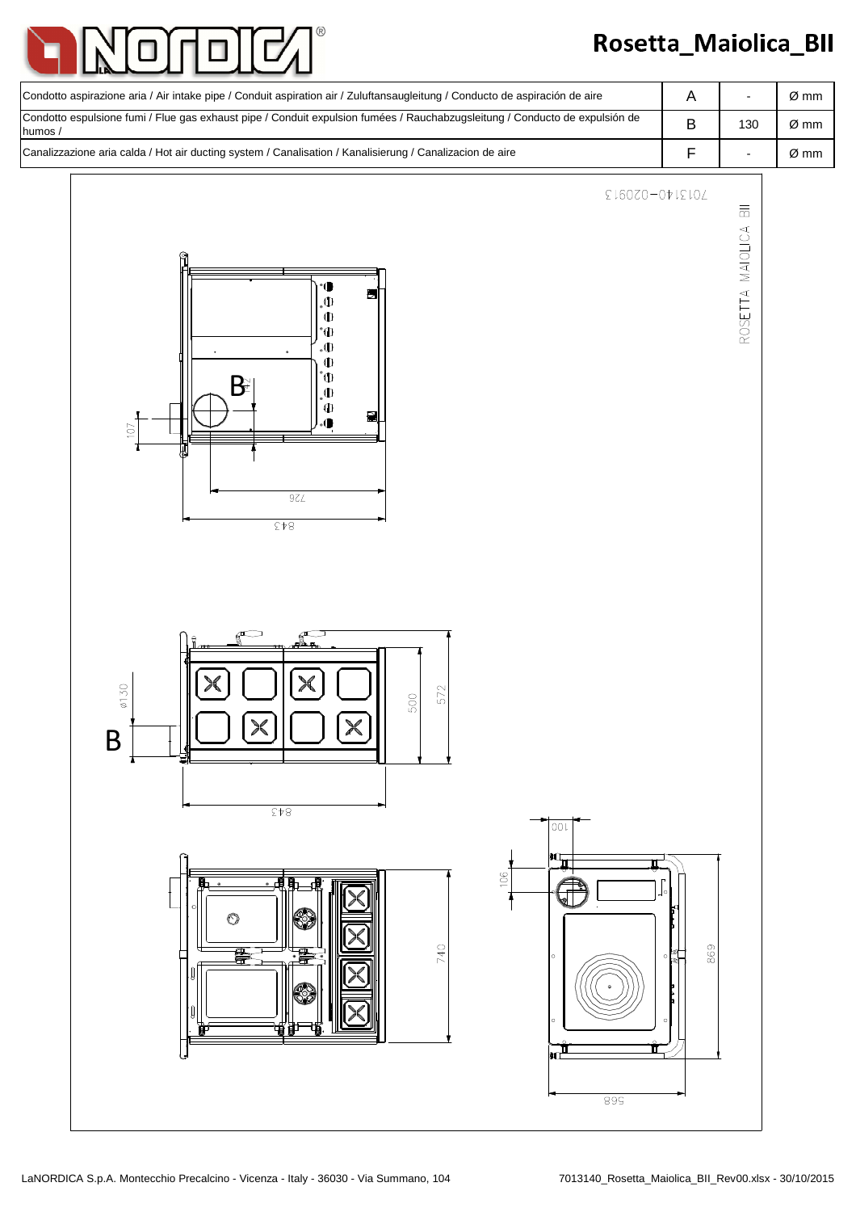# Rosetta_Maiolica_BII

| | | | |
|---|---|---|---|
| Condotto aspirazione aria / Air intake pipe / Conduit aspiration air / Zuluftansaugleitung / Conducto de aspiración de aire | A | - | Ø mm |
| Condotto espulsione fumi / Flue gas exhaust pipe / Conduit expulsion fumées / Rauchabzugsleitung / Conducto de expulsión de humos / | B | 130 | Ø mm |
| Canalizzazione aria calda / Hot air ducting system / Canalisation / Kanalisierung / Canalizacion de aire | F | - | Ø mm |

7013140-02091 3

ROSETTA MAIOLICA BII

B

107

726

843

Ø130

B

500

572

843

100

106

740

869

568

LaNORDICA S.p.A. Montecchio Precalcino - Vicenza - Italy - 36030 - Via Summano, 104

7013140_Rosetta_Maiolica_BII_Rev00.xlsx - 30/10/2015